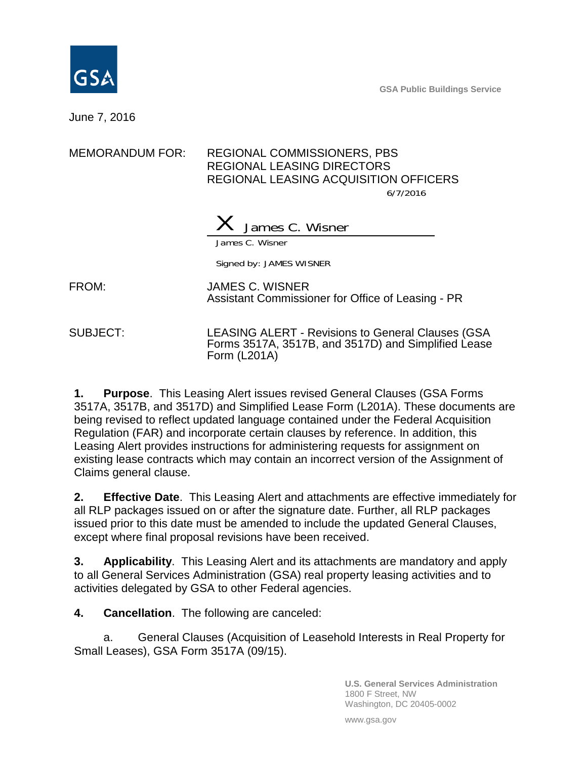GSA Public Buildings Service

June 7, 2016

MEMORANDUM FOR: REGIONAL COMMISSIONERS, PBS
REGIONAL LEASING DIRECTORS
REGIONAL LEASING ACQUISITION OFFICERS

6/7/2016

X James C. Wisner

James C. Wisner

Signed by: JAMES WISNER

FROM: JAMES C. WISNER
Assistant Commissioner for Office of Leasing - PR

SUBJECT: LEASING ALERT - Revisions to General Clauses (GSA Forms 3517A, 3517B, and 3517D) and Simplified Lease Form (L201A)

**1. Purpose**. This Leasing Alert issues revised General Clauses (GSA Forms 3517A, 3517B, and 3517D) and Simplified Lease Form (L201A). These documents are being revised to reflect updated language contained under the Federal Acquisition Regulation (FAR) and incorporate certain clauses by reference. In addition, this Leasing Alert provides instructions for administering requests for assignment on existing lease contracts which may contain an incorrect version of the Assignment of Claims general clause.

**2. Effective Date**. This Leasing Alert and attachments are effective immediately for all RLP packages issued on or after the signature date. Further, all RLP packages issued prior to this date must be amended to include the updated General Clauses, except where final proposal revisions have been received.

**3. Applicability**. This Leasing Alert and its attachments are mandatory and apply to all General Services Administration (GSA) real property leasing activities and to activities delegated by GSA to other Federal agencies.

**4. Cancellation**. The following are canceled:

a. General Clauses (Acquisition of Leasehold Interests in Real Property for Small Leases), GSA Form 3517A (09/15).

U.S. General Services Administration
1800 F Street, NW
Washington, DC 20405-0002

www.gsa.gov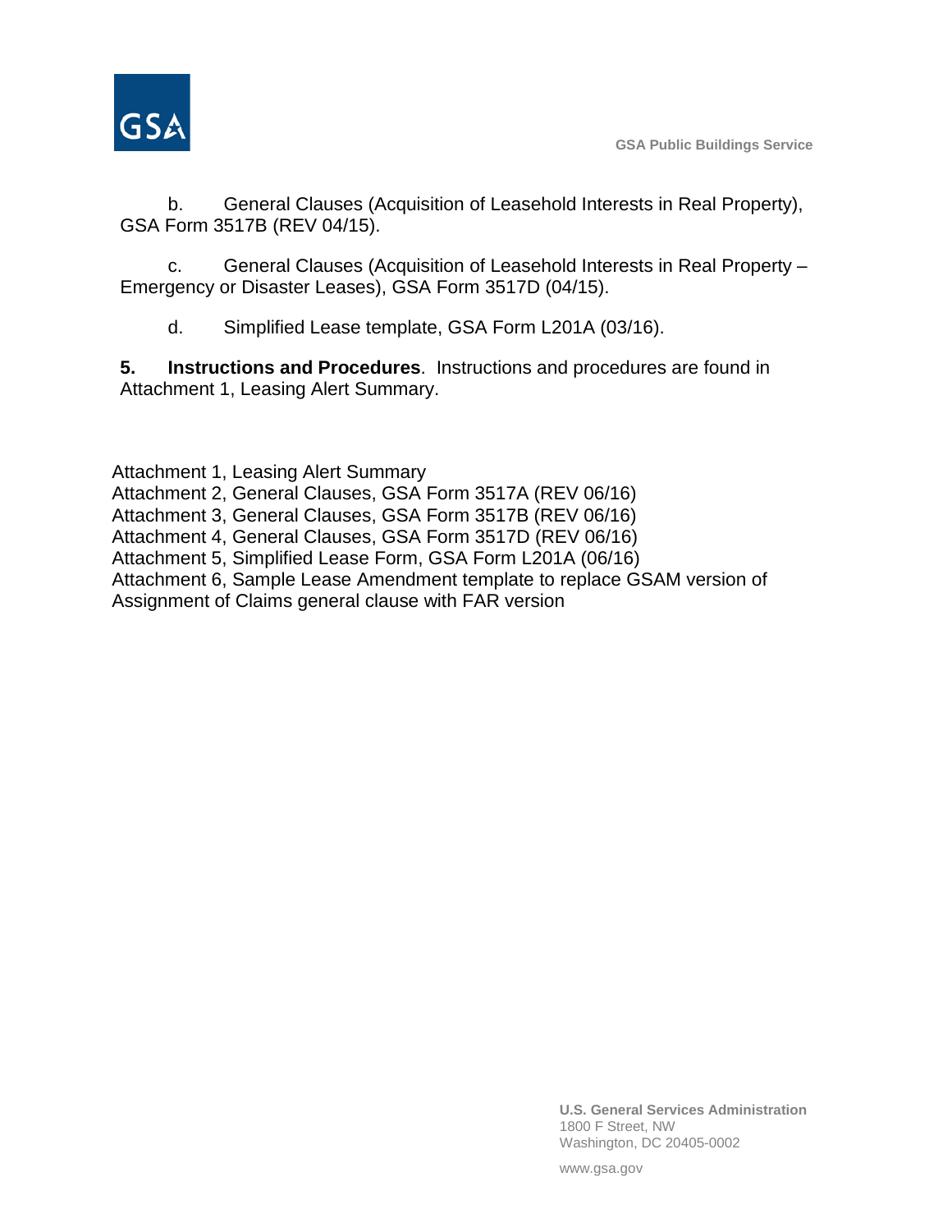b. General Clauses (Acquisition of Leasehold Interests in Real Property), GSA Form 3517B (REV 04/15).

c. General Clauses (Acquisition of Leasehold Interests in Real Property – Emergency or Disaster Leases), GSA Form 3517D (04/15).

d. Simplified Lease template, GSA Form L201A (03/16).

**5. Instructions and Procedures**. Instructions and procedures are found in Attachment 1, Leasing Alert Summary.

Attachment 1, Leasing Alert Summary
Attachment 2, General Clauses, GSA Form 3517A (REV 06/16)
Attachment 3, General Clauses, GSA Form 3517B (REV 06/16)
Attachment 4, General Clauses, GSA Form 3517D (REV 06/16)
Attachment 5, Simplified Lease Form, GSA Form L201A (06/16)
Attachment 6, Sample Lease Amendment template to replace GSAM version of Assignment of Claims general clause with FAR version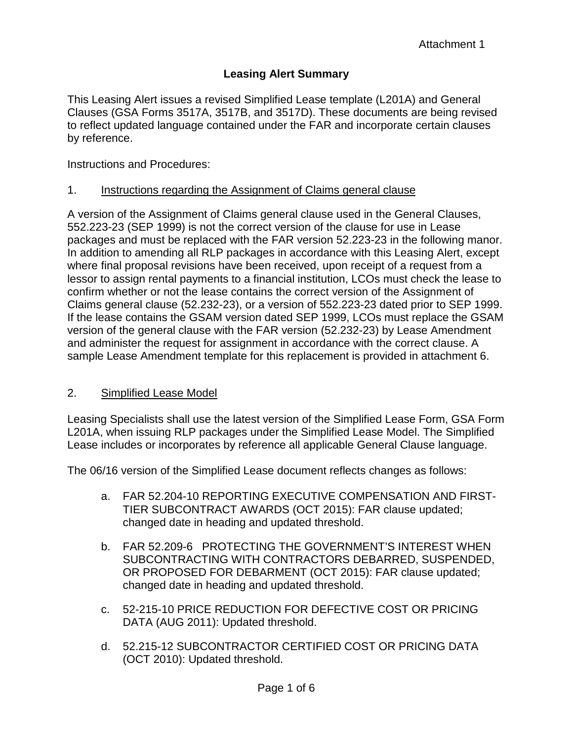Attachment 1

## Leasing Alert Summary

This Leasing Alert issues a revised Simplified Lease template (L201A) and General Clauses (GSA Forms 3517A, 3517B, and 3517D). These documents are being revised to reflect updated language contained under the FAR and incorporate certain clauses by reference.

Instructions and Procedures:

1. Instructions regarding the Assignment of Claims general clause

A version of the Assignment of Claims general clause used in the General Clauses, 552.223-23 (SEP 1999) is not the correct version of the clause for use in Lease packages and must be replaced with the FAR version 52.223-23 in the following manor. In addition to amending all RLP packages in accordance with this Leasing Alert, except where final proposal revisions have been received, upon receipt of a request from a lessor to assign rental payments to a financial institution, LCOs must check the lease to confirm whether or not the lease contains the correct version of the Assignment of Claims general clause (52.232-23), or a version of 552.223-23 dated prior to SEP 1999. If the lease contains the GSAM version dated SEP 1999, LCOs must replace the GSAM version of the general clause with the FAR version (52.232-23) by Lease Amendment and administer the request for assignment in accordance with the correct clause. A sample Lease Amendment template for this replacement is provided in attachment 6.

2. Simplified Lease Model

Leasing Specialists shall use the latest version of the Simplified Lease Form, GSA Form L201A, when issuing RLP packages under the Simplified Lease Model. The Simplified Lease includes or incorporates by reference all applicable General Clause language.

The 06/16 version of the Simplified Lease document reflects changes as follows:

a. FAR 52.204-10 REPORTING EXECUTIVE COMPENSATION AND FIRST-TIER SUBCONTRACT AWARDS (OCT 2015): FAR clause updated; changed date in heading and updated threshold.

b. FAR 52.209-6 PROTECTING THE GOVERNMENT'S INTEREST WHEN SUBCONTRACTING WITH CONTRACTORS DEBARRED, SUSPENDED, OR PROPOSED FOR DEBARMENT (OCT 2015): FAR clause updated; changed date in heading and updated threshold.

c. 52-215-10 PRICE REDUCTION FOR DEFECTIVE COST OR PRICING DATA (AUG 2011): Updated threshold.

d. 52.215-12 SUBCONTRACTOR CERTIFIED COST OR PRICING DATA (OCT 2010): Updated threshold.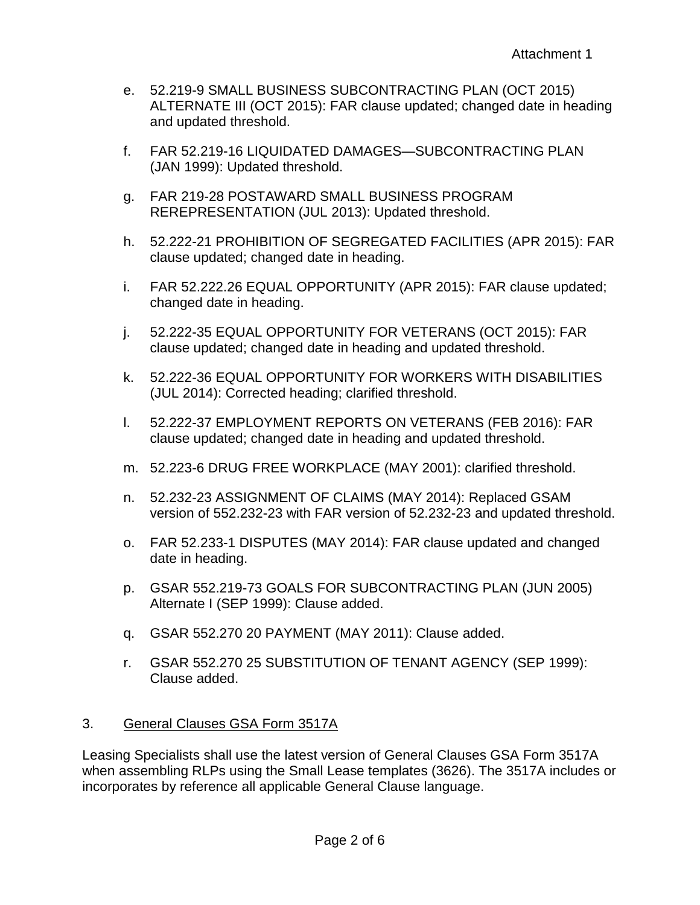Attachment 1

e. 52.219-9 SMALL BUSINESS SUBCONTRACTING PLAN (OCT 2015) ALTERNATE III (OCT 2015): FAR clause updated; changed date in heading and updated threshold.

f. FAR 52.219-16 LIQUIDATED DAMAGES—SUBCONTRACTING PLAN (JAN 1999): Updated threshold.

g. FAR 219-28 POSTAWARD SMALL BUSINESS PROGRAM REREPRESENTATION (JUL 2013): Updated threshold.

h. 52.222-21 PROHIBITION OF SEGREGATED FACILITIES (APR 2015): FAR clause updated; changed date in heading.

i. FAR 52.222.26 EQUAL OPPORTUNITY (APR 2015): FAR clause updated; changed date in heading.

j. 52.222-35 EQUAL OPPORTUNITY FOR VETERANS (OCT 2015): FAR clause updated; changed date in heading and updated threshold.

k. 52.222-36 EQUAL OPPORTUNITY FOR WORKERS WITH DISABILITIES (JUL 2014): Corrected heading; clarified threshold.

l. 52.222-37 EMPLOYMENT REPORTS ON VETERANS (FEB 2016): FAR clause updated; changed date in heading and updated threshold.

m. 52.223-6 DRUG FREE WORKPLACE (MAY 2001): clarified threshold.

n. 52.232-23 ASSIGNMENT OF CLAIMS (MAY 2014): Replaced GSAM version of 552.232-23 with FAR version of 52.232-23 and updated threshold.

o. FAR 52.233-1 DISPUTES (MAY 2014): FAR clause updated and changed date in heading.

p. GSAR 552.219-73 GOALS FOR SUBCONTRACTING PLAN (JUN 2005) Alternate I (SEP 1999): Clause added.

q. GSAR 552.270 20 PAYMENT (MAY 2011): Clause added.

r. GSAR 552.270 25 SUBSTITUTION OF TENANT AGENCY (SEP 1999): Clause added.

3. General Clauses GSA Form 3517A

Leasing Specialists shall use the latest version of General Clauses GSA Form 3517A when assembling RLPs using the Small Lease templates (3626). The 3517A includes or incorporates by reference all applicable General Clause language.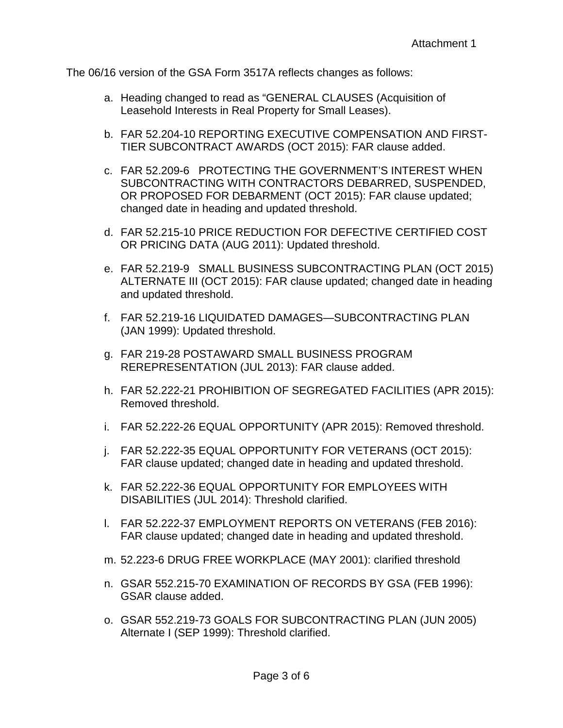Attachment 1

The 06/16 version of the GSA Form 3517A reflects changes as follows:

a. Heading changed to read as "GENERAL CLAUSES (Acquisition of Leasehold Interests in Real Property for Small Leases).

b. FAR 52.204-10 REPORTING EXECUTIVE COMPENSATION AND FIRST-TIER SUBCONTRACT AWARDS (OCT 2015): FAR clause added.

c. FAR 52.209-6 PROTECTING THE GOVERNMENT'S INTEREST WHEN SUBCONTRACTING WITH CONTRACTORS DEBARRED, SUSPENDED, OR PROPOSED FOR DEBARMENT (OCT 2015): FAR clause updated; changed date in heading and updated threshold.

d. FAR 52.215-10 PRICE REDUCTION FOR DEFECTIVE CERTIFIED COST OR PRICING DATA (AUG 2011): Updated threshold.

e. FAR 52.219-9 SMALL BUSINESS SUBCONTRACTING PLAN (OCT 2015) ALTERNATE III (OCT 2015): FAR clause updated; changed date in heading and updated threshold.

f. FAR 52.219-16 LIQUIDATED DAMAGES—SUBCONTRACTING PLAN (JAN 1999): Updated threshold.

g. FAR 219-28 POSTAWARD SMALL BUSINESS PROGRAM REREPRESENTATION (JUL 2013): FAR clause added.

h. FAR 52.222-21 PROHIBITION OF SEGREGATED FACILITIES (APR 2015): Removed threshold.

i. FAR 52.222-26 EQUAL OPPORTUNITY (APR 2015): Removed threshold.

j. FAR 52.222-35 EQUAL OPPORTUNITY FOR VETERANS (OCT 2015): FAR clause updated; changed date in heading and updated threshold.

k. FAR 52.222-36 EQUAL OPPORTUNITY FOR EMPLOYEES WITH DISABILITIES (JUL 2014): Threshold clarified.

l. FAR 52.222-37 EMPLOYMENT REPORTS ON VETERANS (FEB 2016): FAR clause updated; changed date in heading and updated threshold.

m. 52.223-6 DRUG FREE WORKPLACE (MAY 2001): clarified threshold

n. GSAR 552.215-70 EXAMINATION OF RECORDS BY GSA (FEB 1996): GSAR clause added.

o. GSAR 552.219-73 GOALS FOR SUBCONTRACTING PLAN (JUN 2005) Alternate I (SEP 1999): Threshold clarified.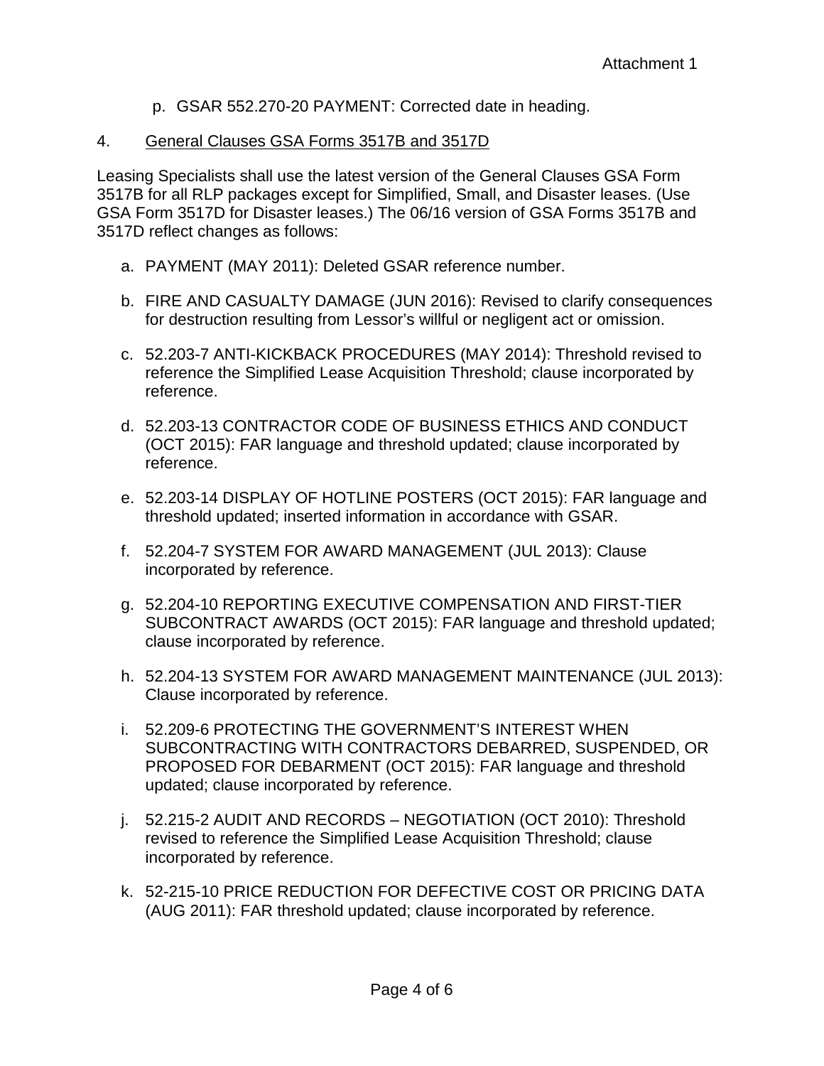Attachment 1

p. GSAR 552.270-20 PAYMENT: Corrected date in heading.

4. General Clauses GSA Forms 3517B and 3517D

Leasing Specialists shall use the latest version of the General Clauses GSA Form 3517B for all RLP packages except for Simplified, Small, and Disaster leases. (Use GSA Form 3517D for Disaster leases.) The 06/16 version of GSA Forms 3517B and 3517D reflect changes as follows:

a. PAYMENT (MAY 2011): Deleted GSAR reference number.

b. FIRE AND CASUALTY DAMAGE (JUN 2016): Revised to clarify consequences for destruction resulting from Lessor's willful or negligent act or omission.

c. 52.203-7 ANTI-KICKBACK PROCEDURES (MAY 2014): Threshold revised to reference the Simplified Lease Acquisition Threshold; clause incorporated by reference.

d. 52.203-13 CONTRACTOR CODE OF BUSINESS ETHICS AND CONDUCT (OCT 2015): FAR language and threshold updated; clause incorporated by reference.

e. 52.203-14 DISPLAY OF HOTLINE POSTERS (OCT 2015): FAR language and threshold updated; inserted information in accordance with GSAR.

f. 52.204-7 SYSTEM FOR AWARD MANAGEMENT (JUL 2013): Clause incorporated by reference.

g. 52.204-10 REPORTING EXECUTIVE COMPENSATION AND FIRST-TIER SUBCONTRACT AWARDS (OCT 2015): FAR language and threshold updated; clause incorporated by reference.

h. 52.204-13 SYSTEM FOR AWARD MANAGEMENT MAINTENANCE (JUL 2013): Clause incorporated by reference.

i. 52.209-6 PROTECTING THE GOVERNMENT'S INTEREST WHEN SUBCONTRACTING WITH CONTRACTORS DEBARRED, SUSPENDED, OR PROPOSED FOR DEBARMENT (OCT 2015): FAR language and threshold updated; clause incorporated by reference.

j. 52.215-2 AUDIT AND RECORDS – NEGOTIATION (OCT 2010): Threshold revised to reference the Simplified Lease Acquisition Threshold; clause incorporated by reference.

k. 52-215-10 PRICE REDUCTION FOR DEFECTIVE COST OR PRICING DATA (AUG 2011): FAR threshold updated; clause incorporated by reference.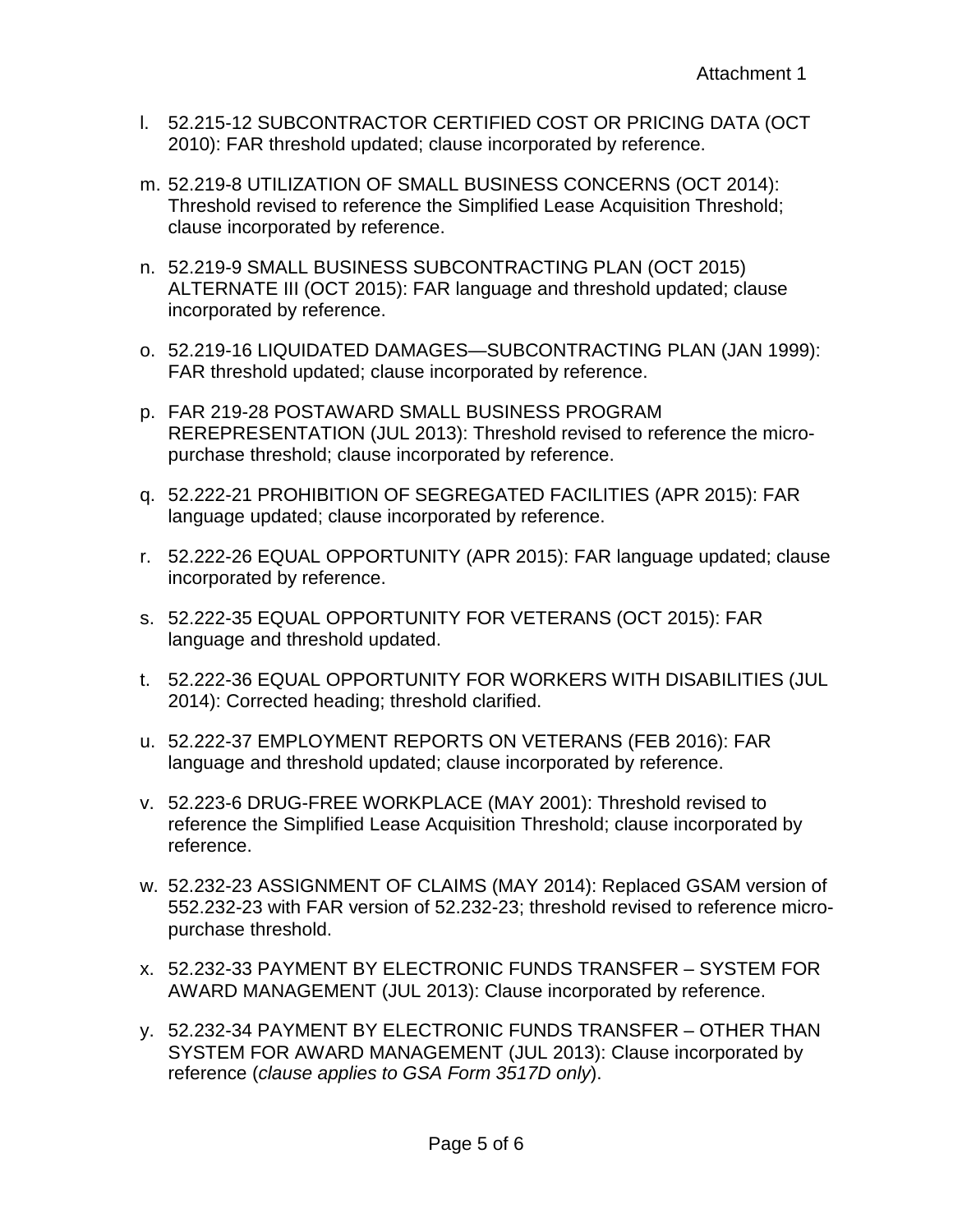Attachment 1

l. 52.215-12 SUBCONTRACTOR CERTIFIED COST OR PRICING DATA (OCT 2010): FAR threshold updated; clause incorporated by reference.

m. 52.219-8 UTILIZATION OF SMALL BUSINESS CONCERNS (OCT 2014): Threshold revised to reference the Simplified Lease Acquisition Threshold; clause incorporated by reference.

n. 52.219-9 SMALL BUSINESS SUBCONTRACTING PLAN (OCT 2015) ALTERNATE III (OCT 2015): FAR language and threshold updated; clause incorporated by reference.

o. 52.219-16 LIQUIDATED DAMAGES—SUBCONTRACTING PLAN (JAN 1999): FAR threshold updated; clause incorporated by reference.

p. FAR 219-28 POSTAWARD SMALL BUSINESS PROGRAM REREPRESENTATION (JUL 2013): Threshold revised to reference the micro-purchase threshold; clause incorporated by reference.

q. 52.222-21 PROHIBITION OF SEGREGATED FACILITIES (APR 2015): FAR language updated; clause incorporated by reference.

r. 52.222-26 EQUAL OPPORTUNITY (APR 2015): FAR language updated; clause incorporated by reference.

s. 52.222-35 EQUAL OPPORTUNITY FOR VETERANS (OCT 2015): FAR language and threshold updated.

t. 52.222-36 EQUAL OPPORTUNITY FOR WORKERS WITH DISABILITIES (JUL 2014): Corrected heading; threshold clarified.

u. 52.222-37 EMPLOYMENT REPORTS ON VETERANS (FEB 2016): FAR language and threshold updated; clause incorporated by reference.

v. 52.223-6 DRUG-FREE WORKPLACE (MAY 2001): Threshold revised to reference the Simplified Lease Acquisition Threshold; clause incorporated by reference.

w. 52.232-23 ASSIGNMENT OF CLAIMS (MAY 2014): Replaced GSAM version of 552.232-23 with FAR version of 52.232-23; threshold revised to reference micro-purchase threshold.

x. 52.232-33 PAYMENT BY ELECTRONIC FUNDS TRANSFER – SYSTEM FOR AWARD MANAGEMENT (JUL 2013): Clause incorporated by reference.

y. 52.232-34 PAYMENT BY ELECTRONIC FUNDS TRANSFER – OTHER THAN SYSTEM FOR AWARD MANAGEMENT (JUL 2013): Clause incorporated by reference (*clause applies to GSA Form 3517D only*).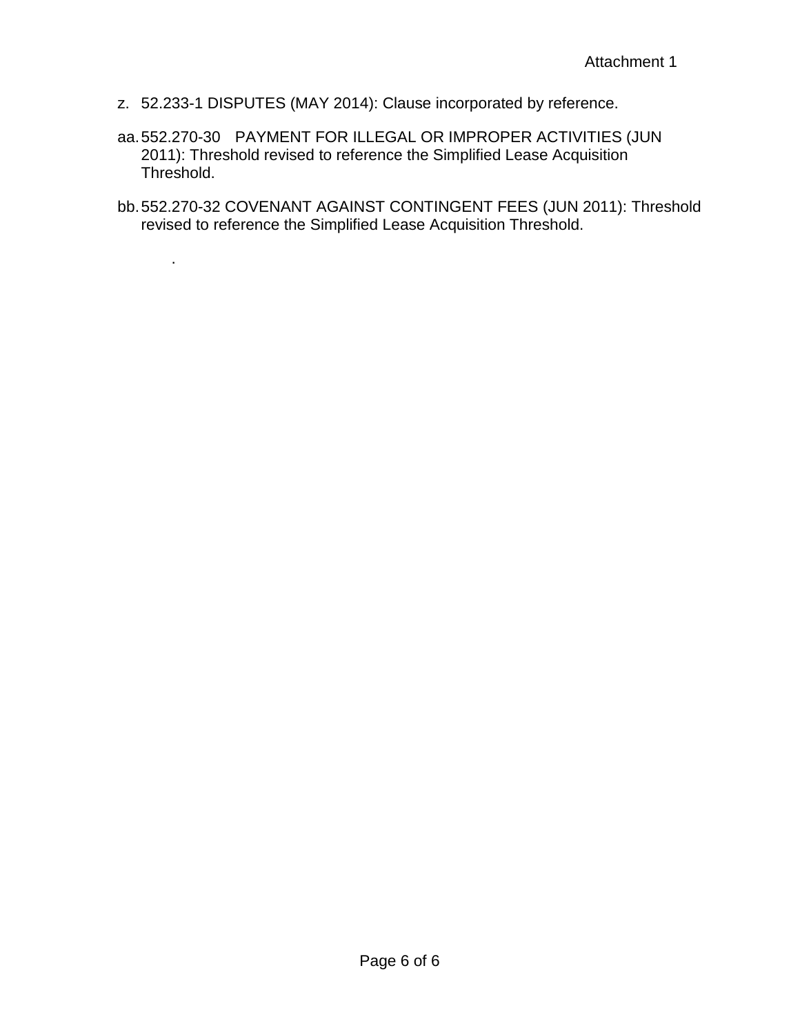z. 52.233-1 DISPUTES (MAY 2014): Clause incorporated by reference.

aa. 552.270-30 PAYMENT FOR ILLEGAL OR IMPROPER ACTIVITIES (JUN 2011): Threshold revised to reference the Simplified Lease Acquisition Threshold.

bb. 552.270-32 COVENANT AGAINST CONTINGENT FEES (JUN 2011): Threshold revised to reference the Simplified Lease Acquisition Threshold.

.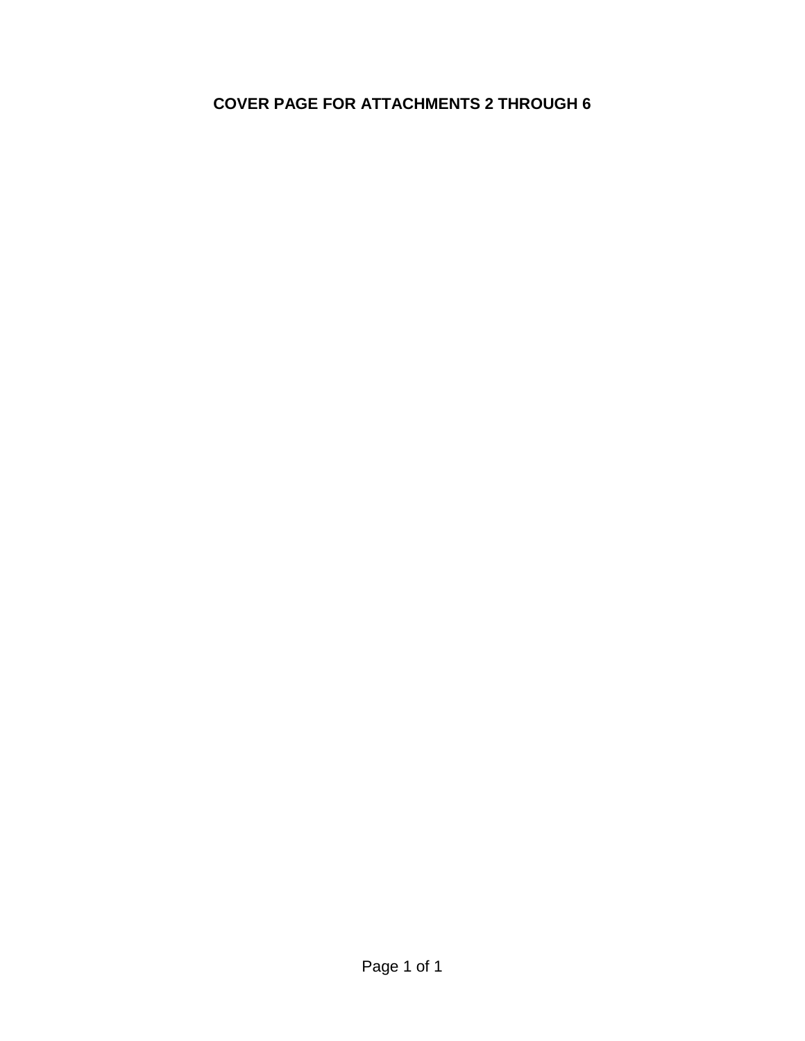# COVER PAGE FOR ATTACHMENTS 2 THROUGH 6